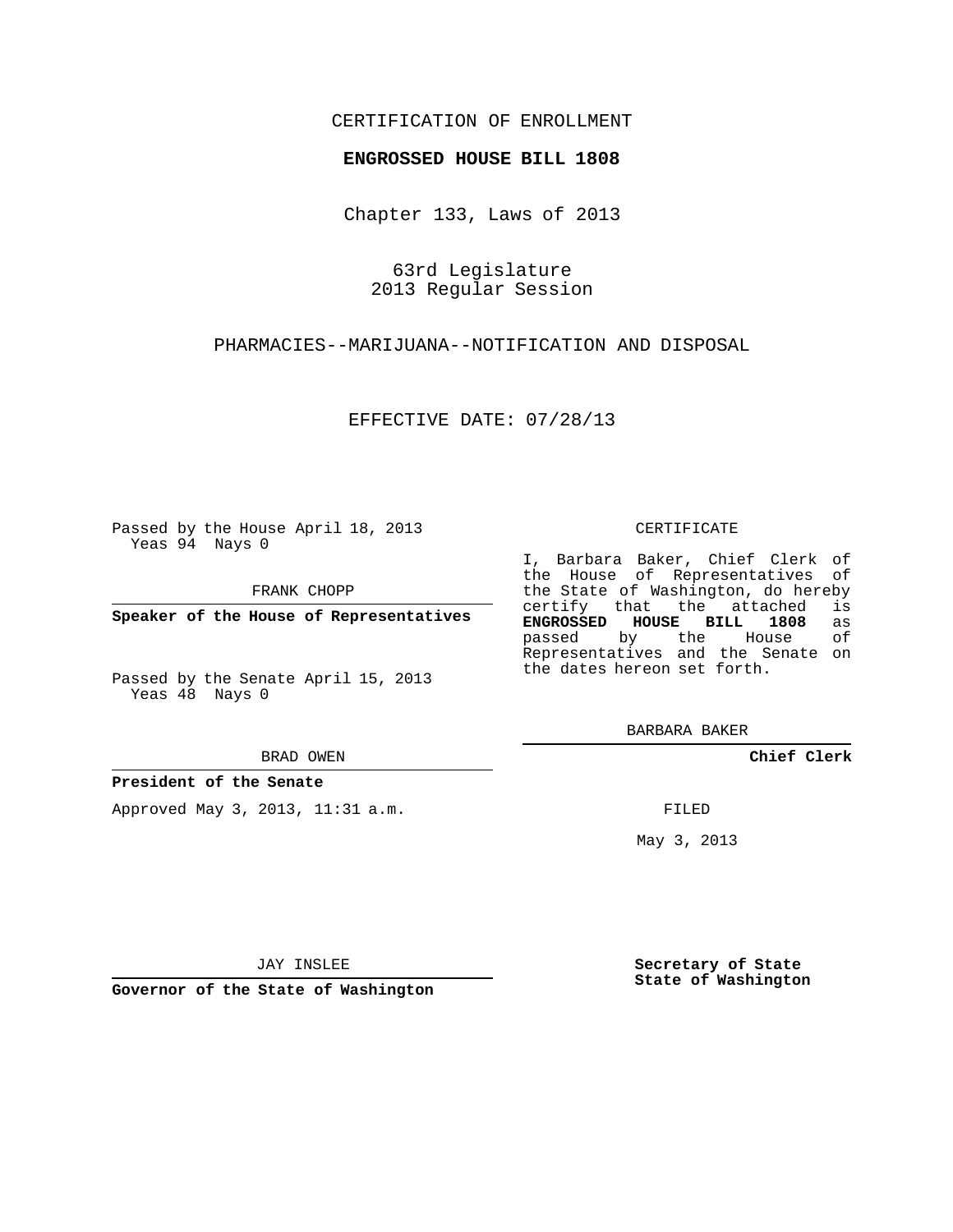CERTIFICATION OF ENROLLMENT

**ENGROSSED HOUSE BILL 1808**

Chapter 133, Laws of 2013

63rd Legislature
2013 Regular Session

PHARMACIES--MARIJUANA--NOTIFICATION AND DISPOSAL

EFFECTIVE DATE: 07/28/13

Passed by the House April 18, 2013
Yeas 94 Nays 0

FRANK CHOPP

**Speaker of the House of Representatives**

Passed by the Senate April 15, 2013
Yeas 48 Nays 0

BRAD OWEN

**President of the Senate**

Approved May 3, 2013, 11:31 a.m.

JAY INSLEE

**Governor of the State of Washington**

CERTIFICATE

I, Barbara Baker, Chief Clerk of the House of Representatives of the State of Washington, do hereby certify that the attached is **ENGROSSED HOUSE BILL 1808** as passed by the House of Representatives and the Senate on the dates hereon set forth.

BARBARA BAKER

**Chief Clerk**

FILED

May 3, 2013

**Secretary of State**
**State of Washington**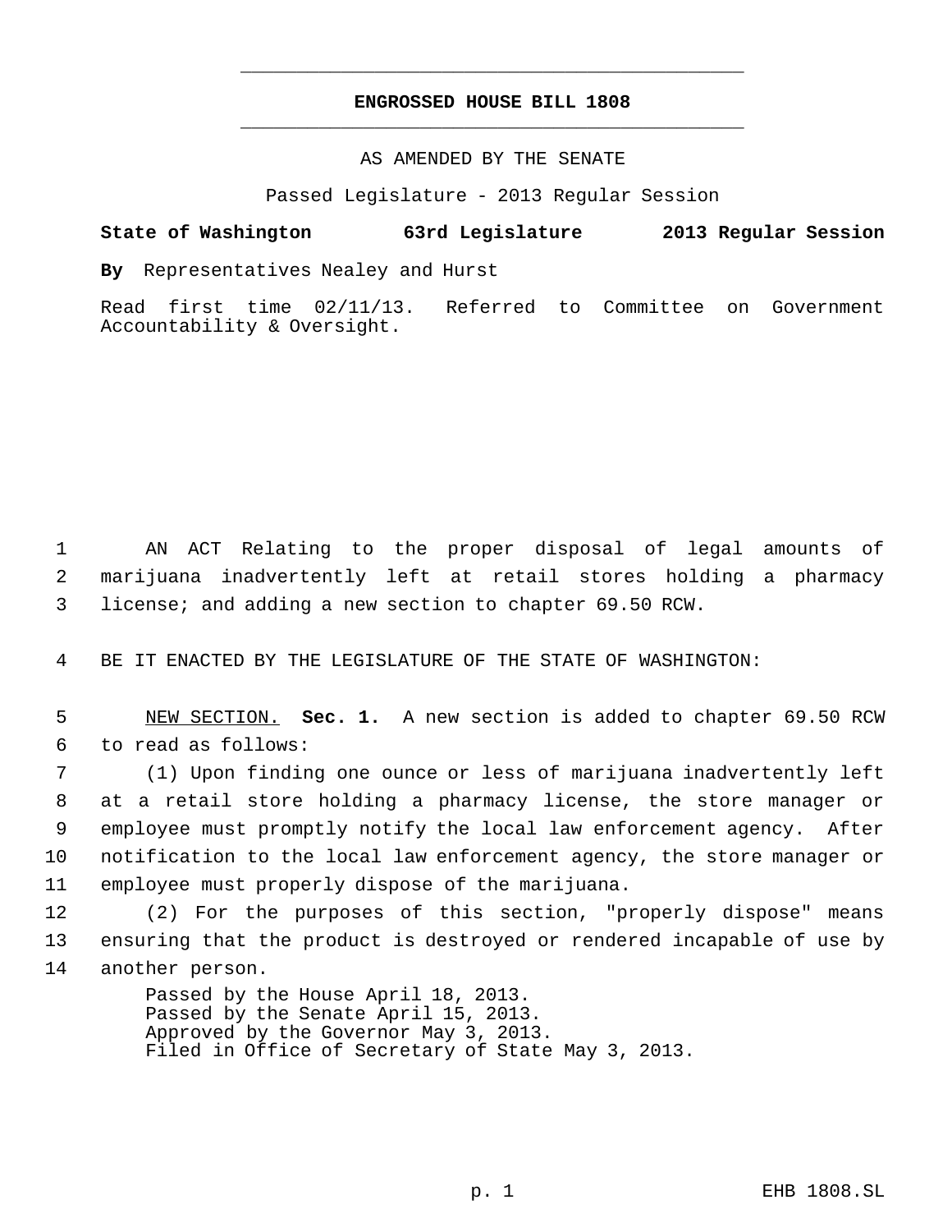# ENGROSSED HOUSE BILL 1808

AS AMENDED BY THE SENATE

Passed Legislature - 2013 Regular Session

**State of Washington 63rd Legislature 2013 Regular Session**

**By** Representatives Nealey and Hurst

Read first time 02/11/13. Referred to Committee on Government Accountability & Oversight.

AN ACT Relating to the proper disposal of legal amounts of marijuana inadvertently left at retail stores holding a pharmacy license; and adding a new section to chapter 69.50 RCW.

BE IT ENACTED BY THE LEGISLATURE OF THE STATE OF WASHINGTON:

NEW SECTION. **Sec. 1.** A new section is added to chapter 69.50 RCW to read as follows:

(1) Upon finding one ounce or less of marijuana inadvertently left at a retail store holding a pharmacy license, the store manager or employee must promptly notify the local law enforcement agency. After notification to the local law enforcement agency, the store manager or employee must properly dispose of the marijuana.

(2) For the purposes of this section, "properly dispose" means ensuring that the product is destroyed or rendered incapable of use by another person.

Passed by the House April 18, 2013.
Passed by the Senate April 15, 2013.
Approved by the Governor May 3, 2013.
Filed in Office of Secretary of State May 3, 2013.